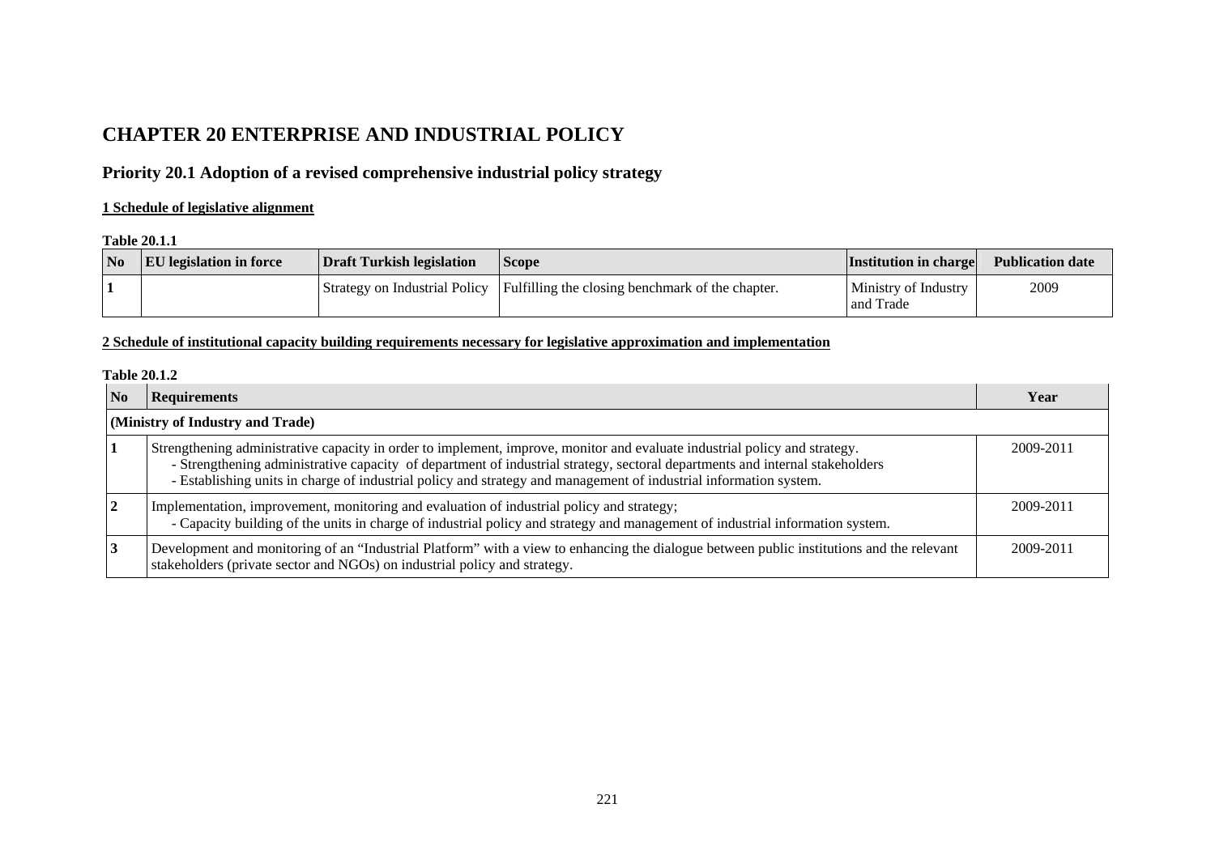# CHAPTER 20 ENTERPRISE AND INDUSTRIAL POLICY

## Priority 20.1 Adoption of a revised comprehensive industrial policy strategy

### 1 Schedule of legislative alignment

**Table 20.1.1**

| No | EU legislation in force | Draft Turkish legislation | Scope | Institution in charge | Publication date |
|---|---|---|---|---|---|
| 1 | | Strategy on Industrial Policy | Fulfilling the closing benchmark of the chapter. | Ministry of Industry and Trade | 2009 |

### 2 Schedule of institutional capacity building requirements necessary for legislative approximation and implementation

**Table 20.1.2**

| No | Requirements | Year |
|---|---|---|
| **(Ministry of Industry and Trade)** | | |
| 1 | Strengthening administrative capacity in order to implement, improve, monitor and evaluate industrial policy and strategy.<br>- Strengthening administrative capacity of department of industrial strategy, sectoral departments and internal stakeholders<br>- Establishing units in charge of industrial policy and strategy and management of industrial information system. | 2009-2011 |
| 2 | Implementation, improvement, monitoring and evaluation of industrial policy and strategy;<br>- Capacity building of the units in charge of industrial policy and strategy and management of industrial information system. | 2009-2011 |
| 3 | Development and monitoring of an "Industrial Platform" with a view to enhancing the dialogue between public institutions and the relevant stakeholders (private sector and NGOs) on industrial policy and strategy. | 2009-2011 |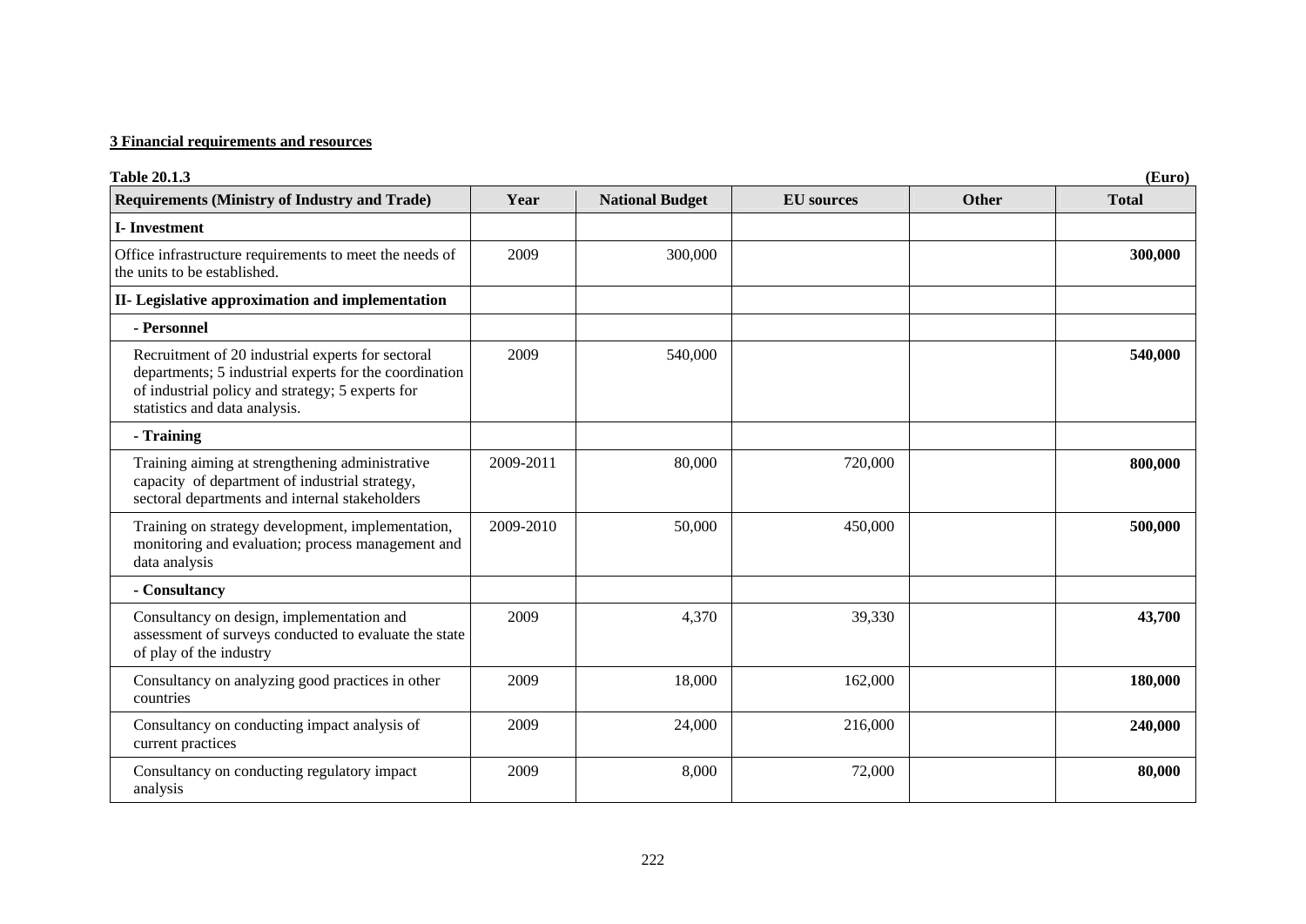**3 Financial requirements and resources**

**Table 20.1.3** **(Euro)**

| Requirements (Ministry of Industry and Trade) | Year | National Budget | EU sources | Other | Total |
|---|---|---|---|---|---|
| **I- Investment** | | | | | |
| Office infrastructure requirements to meet the needs of the units to be established. | 2009 | 300,000 | | | **300,000** |
| **II- Legislative approximation and implementation** | | | | | |
| **- Personnel** | | | | | |
| Recruitment of 20 industrial experts for sectoral departments; 5 industrial experts for the coordination of industrial policy and strategy; 5 experts for statistics and data analysis. | 2009 | 540,000 | | | **540,000** |
| **- Training** | | | | | |
| Training aiming at strengthening administrative capacity of department of industrial strategy, sectoral departments and internal stakeholders | 2009-2011 | 80,000 | 720,000 | | **800,000** |
| Training on strategy development, implementation, monitoring and evaluation; process management and data analysis | 2009-2010 | 50,000 | 450,000 | | **500,000** |
| **- Consultancy** | | | | | |
| Consultancy on design, implementation and assessment of surveys conducted to evaluate the state of play of the industry | 2009 | 4,370 | 39,330 | | **43,700** |
| Consultancy on analyzing good practices in other countries | 2009 | 18,000 | 162,000 | | **180,000** |
| Consultancy on conducting impact analysis of current practices | 2009 | 24,000 | 216,000 | | **240,000** |
| Consultancy on conducting regulatory impact analysis | 2009 | 8,000 | 72,000 | | **80,000** |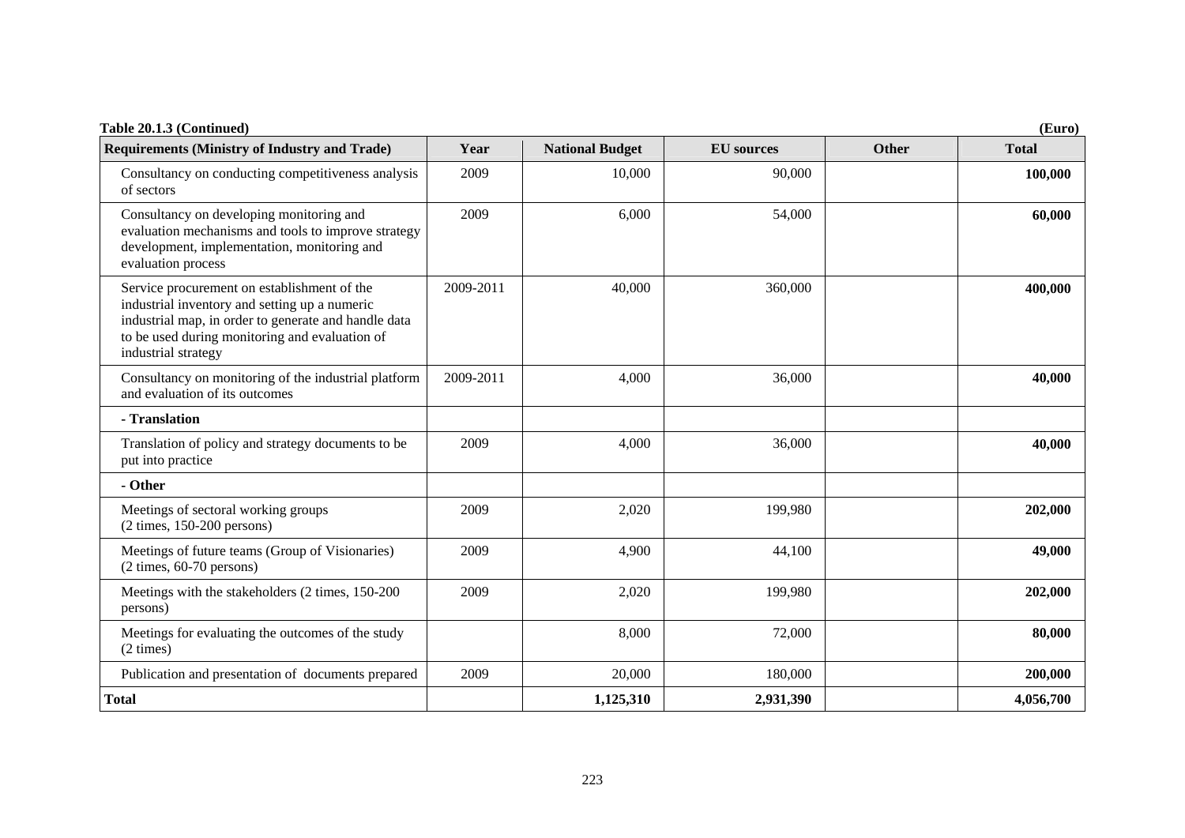**Table 20.1.3 (Continued)** **(Euro)**

| Requirements (Ministry of Industry and Trade) | Year | National Budget | EU sources | Other | Total |
|---|---|---|---|---|---|
| Consultancy on conducting competitiveness analysis of sectors | 2009 | 10,000 | 90,000 | | **100,000** |
| Consultancy on developing monitoring and evaluation mechanisms and tools to improve strategy development, implementation, monitoring and evaluation process | 2009 | 6,000 | 54,000 | | **60,000** |
| Service procurement on establishment of the industrial inventory and setting up a numeric industrial map, in order to generate and handle data to be used during monitoring and evaluation of industrial strategy | 2009-2011 | 40,000 | 360,000 | | **400,000** |
| Consultancy on monitoring of the industrial platform and evaluation of its outcomes | 2009-2011 | 4,000 | 36,000 | | **40,000** |
| **- Translation** | | | | | |
| Translation of policy and strategy documents to be put into practice | 2009 | 4,000 | 36,000 | | **40,000** |
| **- Other** | | | | | |
| Meetings of sectoral working groups (2 times, 150-200 persons) | 2009 | 2,020 | 199,980 | | **202,000** |
| Meetings of future teams (Group of Visionaries) (2 times, 60-70 persons) | 2009 | 4,900 | 44,100 | | **49,000** |
| Meetings with the stakeholders (2 times, 150-200 persons) | 2009 | 2,020 | 199,980 | | **202,000** |
| Meetings for evaluating the outcomes of the study (2 times) | | 8,000 | 72,000 | | **80,000** |
| Publication and presentation of documents prepared | 2009 | 20,000 | 180,000 | | **200,000** |
| **Total** | | **1,125,310** | **2,931,390** | | **4,056,700** |